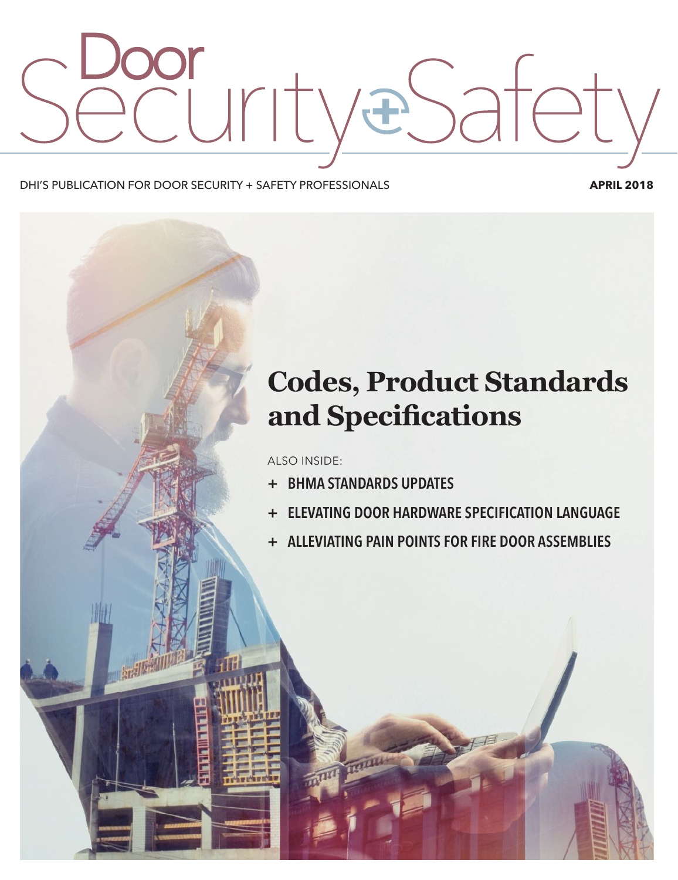# Door Security + Safety

DHI'S PUBLICATION FOR DOOR SECURITY + SAFETY PROFESSIONALS

**APRIL 2018**

## Codes, Product Standards and Specifications

ALSO INSIDE:

- **BHMA STANDARDS UPDATES**
- **ELEVATING DOOR HARDWARE SPECIFICATION LANGUAGE**
- **ALLEVIATING PAIN POINTS FOR FIRE DOOR ASSEMBLIES**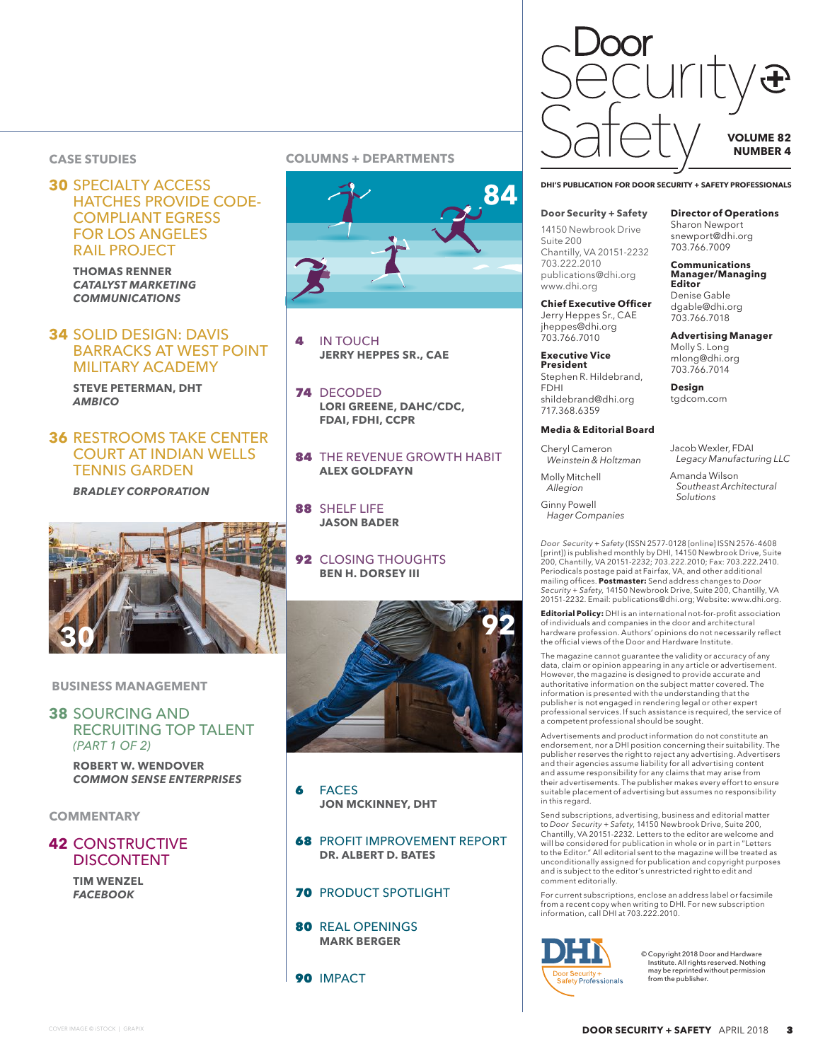# Door Security + Safety

**VOLUME 82 NUMBER 4**

**DHI'S PUBLICATION FOR DOOR SECURITY + SAFETY PROFESSIONALS**

## CASE STUDIES

**30** SPECIALTY ACCESS HATCHES PROVIDE CODE-COMPLIANT EGRESS FOR LOS ANGELES RAIL PROJECT
**THOMAS RENNER**
***CATALYST MARKETING COMMUNICATIONS***

**34** SOLID DESIGN: DAVIS BARRACKS AT WEST POINT MILITARY ACADEMY
**STEVE PETERMAN, DHT**
***AMBICO***

**36** RESTROOMS TAKE CENTER COURT AT INDIAN WELLS TENNIS GARDEN
***BRADLEY CORPORATION***

## BUSINESS MANAGEMENT

**38** SOURCING AND RECRUITING TOP TALENT *(PART 1 OF 2)*
**ROBERT W. WENDOVER**
***COMMON SENSE ENTERPRISES***

## COMMENTARY

**42** CONSTRUCTIVE DISCONTENT
**TIM WENZEL**
***FACEBOOK***

## COLUMNS + DEPARTMENTS

**4** IN TOUCH
**JERRY HEPPES SR., CAE**

**74** DECODED
**LORI GREENE, DAHC/CDC, FDAI, FDHI, CCPR**

**84** THE REVENUE GROWTH HABIT
**ALEX GOLDFAYN**

**88** SHELF LIFE
**JASON BADER**

**92** CLOSING THOUGHTS
**BEN H. DORSEY III**

**6** FACES
**JON MCKINNEY, DHT**

**68** PROFIT IMPROVEMENT REPORT
**DR. ALBERT D. BATES**

**70** PRODUCT SPOTLIGHT

**80** REAL OPENINGS
**MARK BERGER**

**90** IMPACT

---

**Door Security + Safety**
14150 Newbrook Drive
Suite 200
Chantilly, VA 20151-2232
703.222.2010
publications@dhi.org
www.dhi.org

**Chief Executive Officer**
Jerry Heppes Sr., CAE
jheppes@dhi.org
703.766.7010

**Executive Vice President**
Stephen R. Hildebrand, FDHI
shildebrand@dhi.org
717.368.6359

**Director of Operations**
Sharon Newport
snewport@dhi.org
703.766.7009

**Communications Manager/Managing Editor**
Denise Gable
dgable@dhi.org
703.766.7018

**Advertising Manager**
Molly S. Long
mlong@dhi.org
703.766.7014

**Design**
tgdcom.com

**Media & Editorial Board**

Cheryl Cameron
*Weinstein & Holtzman*

Molly Mitchell
*Allegion*

Ginny Powell
*Hager Companies*

Jacob Wexler, FDAI
*Legacy Manufacturing LLC*

Amanda Wilson
*Southeast Architectural Solutions*

*Door Security + Safety* (ISSN 2577-0128 [online] ISSN 2576-4608 [print]) is published monthly by DHI, 14150 Newbrook Drive, Suite 200, Chantilly, VA 20151-2232; 703.222.2010; Fax: 703.222.2410. Periodicals postage paid at Fairfax, VA, and other additional mailing offices. **Postmaster:** Send address changes to *Door Security + Safety*, 14150 Newbrook Drive, Suite 200, Chantilly, VA 20151-2232. Email: publications@dhi.org; Website: www.dhi.org.

**Editorial Policy:** DHI is an international not-for-profit association of individuals and companies in the door and architectural hardware profession. Authors' opinions do not necessarily reflect the official views of the Door and Hardware Institute.

The magazine cannot guarantee the validity or accuracy of any data, claim or opinion appearing in any article or advertisement. However, the magazine is designed to provide accurate and authoritative information on the subject matter covered. The information is presented with the understanding that the publisher is not engaged in rendering legal or other expert professional services. If such assistance is required, the service of a competent professional should be sought.

Advertisements and product information do not constitute an endorsement, nor a DHI position concerning their suitability. The publisher reserves the right to reject any advertising. Advertisers and their agencies assume liability for all advertising content and assume responsibility for any claims that may arise from their advertisements. The publisher makes every effort to ensure suitable placement of advertising but assumes no responsibility in this regard.

Send subscriptions, advertising, business and editorial matter to *Door Security + Safety*, 14150 Newbrook Drive, Suite 200, Chantilly, VA 20151-2232. Letters to the editor are welcome and will be considered for publication in whole or in part in "Letters to the Editor." All editorial sent to the magazine will be treated as unconditionally assigned for publication and copyright purposes and is subject to the editor's unrestricted right to edit and comment editorially.

For current subscriptions, enclose an address label or facsimile from a recent copy when writing to DHI. For new subscription information, call DHI at 703.222.2010.

DHI Door Security + Safety Professionals

© Copyright 2018 Door and Hardware Institute. All rights reserved. Nothing may be reprinted without permission from the publisher.

COVER IMAGE © ISTOCK | GRAPIX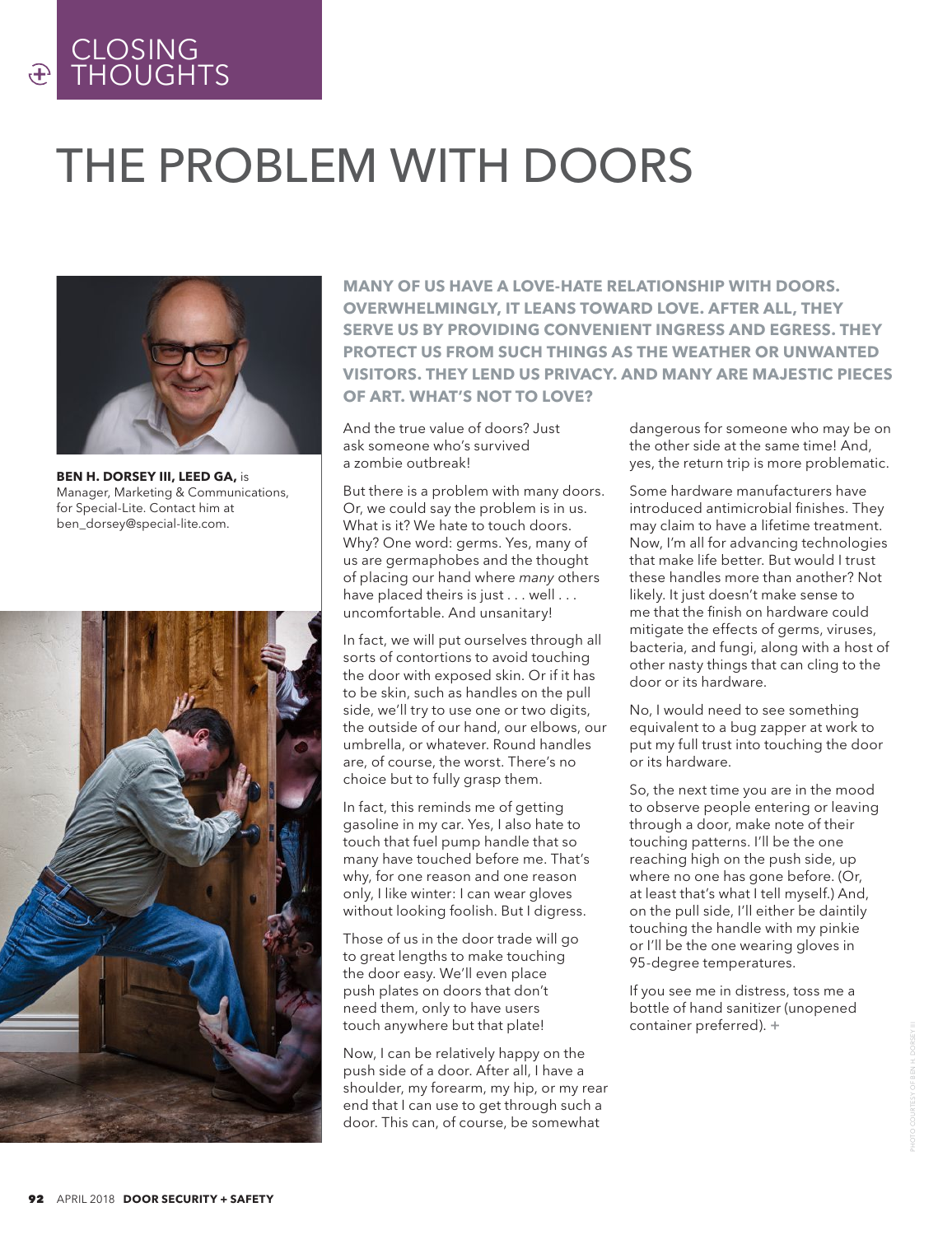CLOSING THOUGHTS

# THE PROBLEM WITH DOORS

**BEN H. DORSEY III, LEED GA,** is Manager, Marketing & Communications, for Special-Lite. Contact him at ben_dorsey@special-lite.com.

**MANY OF US HAVE A LOVE-HATE RELATIONSHIP WITH DOORS. OVERWHELMINGLY, IT LEANS TOWARD LOVE. AFTER ALL, THEY SERVE US BY PROVIDING CONVENIENT INGRESS AND EGRESS. THEY PROTECT US FROM SUCH THINGS AS THE WEATHER OR UNWANTED VISITORS. THEY LEND US PRIVACY. AND MANY ARE MAJESTIC PIECES OF ART. WHAT'S NOT TO LOVE?**

And the true value of doors? Just ask someone who's survived a zombie outbreak!

But there is a problem with many doors. Or, we could say the problem is in us. What is it? We hate to touch doors. Why? One word: germs. Yes, many of us are germaphobes and the thought of placing our hand where *many* others have placed theirs is just . . . well . . . uncomfortable. And unsanitary!

In fact, we will put ourselves through all sorts of contortions to avoid touching the door with exposed skin. Or if it has to be skin, such as handles on the pull side, we'll try to use one or two digits, the outside of our hand, our elbows, our umbrella, or whatever. Round handles are, of course, the worst. There's no choice but to fully grasp them.

In fact, this reminds me of getting gasoline in my car. Yes, I also hate to touch that fuel pump handle that so many have touched before me. That's why, for one reason and one reason only, I like winter: I can wear gloves without looking foolish. But I digress.

Those of us in the door trade will go to great lengths to make touching the door easy. We'll even place push plates on doors that don't need them, only to have users touch anywhere but that plate!

Now, I can be relatively happy on the push side of a door. After all, I have a shoulder, my forearm, my hip, or my rear end that I can use to get through such a door. This can, of course, be somewhat dangerous for someone who may be on the other side at the same time! And, yes, the return trip is more problematic.

Some hardware manufacturers have introduced antimicrobial finishes. They may claim to have a lifetime treatment. Now, I'm all for advancing technologies that make life better. But would I trust these handles more than another? Not likely. It just doesn't make sense to me that the finish on hardware could mitigate the effects of germs, viruses, bacteria, and fungi, along with a host of other nasty things that can cling to the door or its hardware.

No, I would need to see something equivalent to a bug zapper at work to put my full trust into touching the door or its hardware.

So, the next time you are in the mood to observe people entering or leaving through a door, make note of their touching patterns. I'll be the one reaching high on the push side, up where no one has gone before. (Or, at least that's what I tell myself.) And, on the pull side, I'll either be daintily touching the handle with my pinkie or I'll be the one wearing gloves in 95-degree temperatures.

If you see me in distress, toss me a bottle of hand sanitizer (unopened container preferred). +

PHOTO COURTESY OF BEN H. DORSEY III